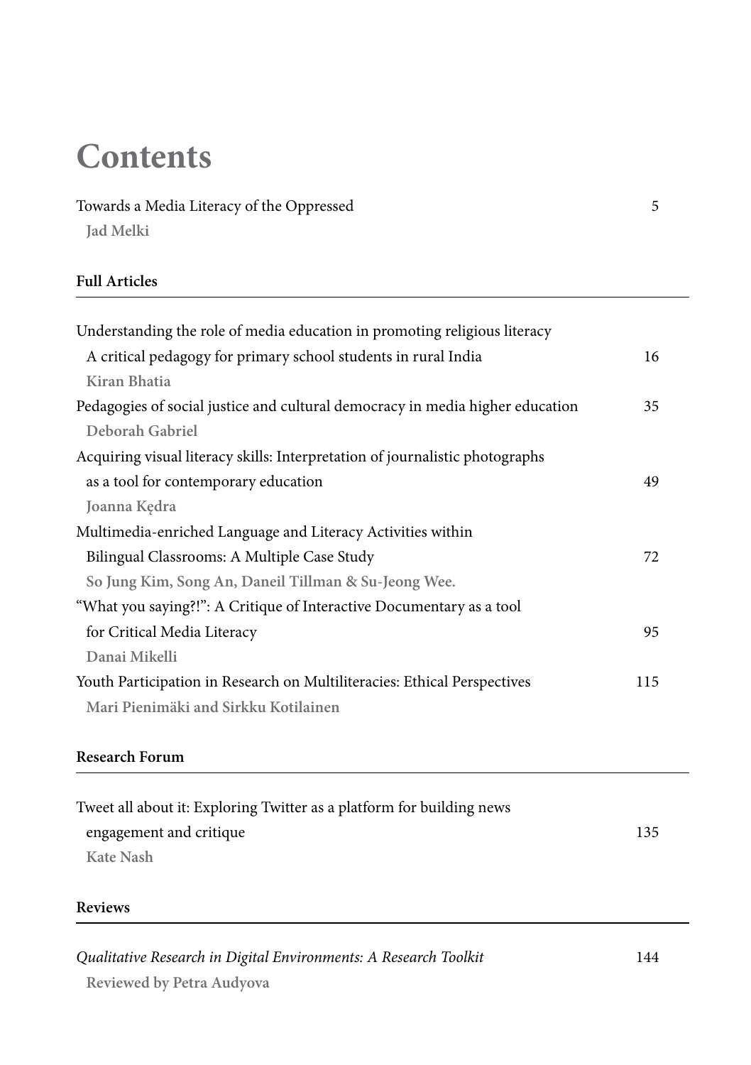# Contents

Towards a Media Literacy of the Oppressed 5
**Jad Melki**

## Full Articles

Understanding the role of media education in promoting religious literacy
A critical pedagogy for primary school students in rural India 16
**Kiran Bhatia**

Pedagogies of social justice and cultural democracy in media higher education 35
**Deborah Gabriel**

Acquiring visual literacy skills: Interpretation of journalistic photographs
as a tool for contemporary education 49
**Joanna Kędra**

Multimedia-enriched Language and Literacy Activities within
Bilingual Classrooms: A Multiple Case Study 72
**So Jung Kim, Song An, Daneil Tillman & Su-Jeong Wee.**

"What you saying?!": A Critique of Interactive Documentary as a tool
for Critical Media Literacy 95
**Danai Mikelli**

Youth Participation in Research on Multiliteracies: Ethical Perspectives 115
**Mari Pienimäki and Sirkku Kotilainen**

## Research Forum

Tweet all about it: Exploring Twitter as a platform for building news
engagement and critique 135
**Kate Nash**

## Reviews

*Qualitative Research in Digital Environments: A Research Toolkit* 144
**Reviewed by Petra Audyova**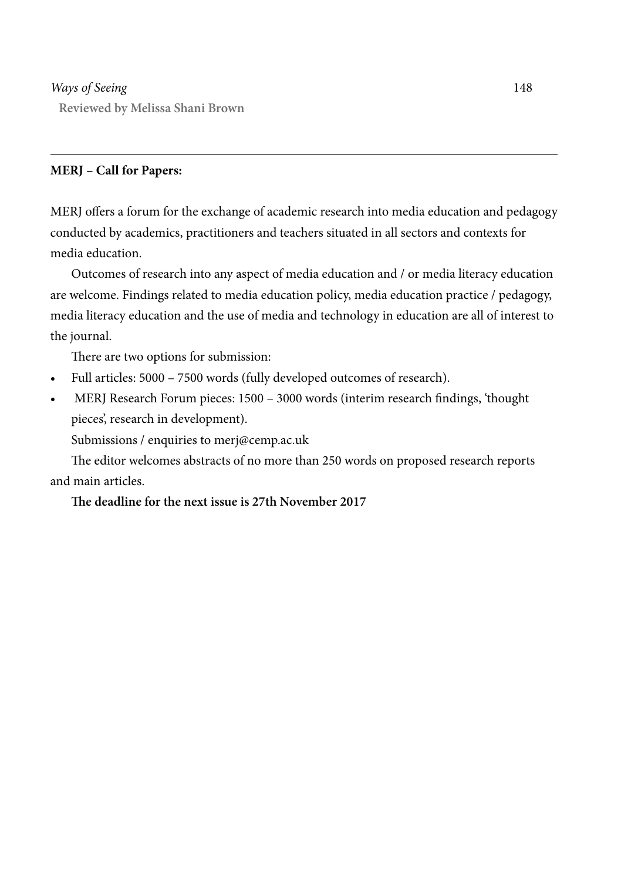*Ways of Seeing* 148

**Reviewed by Melissa Shani Brown**

---

**MERJ – Call for Papers:**

MERJ offers a forum for the exchange of academic research into media education and pedagogy conducted by academics, practitioners and teachers situated in all sectors and contexts for media education.

Outcomes of research into any aspect of media education and / or media literacy education are welcome. Findings related to media education policy, media education practice / pedagogy, media literacy education and the use of media and technology in education are all of interest to the journal.

There are two options for submission:

- Full articles: 5000 – 7500 words (fully developed outcomes of research).
- MERJ Research Forum pieces: 1500 – 3000 words (interim research findings, 'thought pieces', research in development).

Submissions / enquiries to merj@cemp.ac.uk

The editor welcomes abstracts of no more than 250 words on proposed research reports and main articles.

**The deadline for the next issue is 27th November 2017**